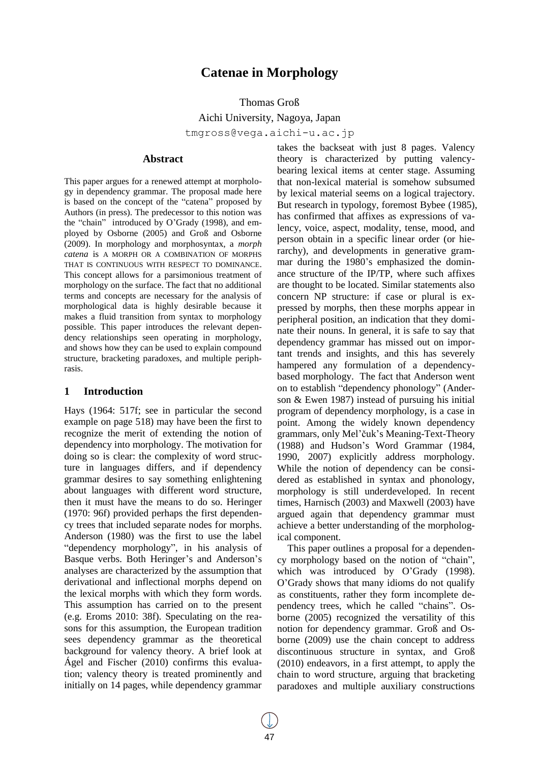# Catenae in Morphology

Thomas Groß

Aichi University, Nagoya, Japan

tmgross@vega.aichi-u.ac.jp

## Abstract

This paper argues for a renewed attempt at morphology in dependency grammar. The proposal made here is based on the concept of the "catena" proposed by Authors (in press). The predecessor to this notion was the "chain" introduced by O'Grady (1998), and employed by Osborne (2005) and Groß and Osborne (2009). In morphology and morphosyntax, a *morph catena* is A MORPH OR A COMBINATION OF MORPHS THAT IS CONTINUOUS WITH RESPECT TO DOMINANCE. This concept allows for a parsimonious treatment of morphology on the surface. The fact that no additional terms and concepts are necessary for the analysis of morphological data is highly desirable because it makes a fluid transition from syntax to morphology possible. This paper introduces the relevant dependency relationships seen operating in morphology, and shows how they can be used to explain compound structure, bracketing paradoxes, and multiple periphrasis.

## 1 Introduction

Hays (1964: 517f; see in particular the second example on page 518) may have been the first to recognize the merit of extending the notion of dependency into morphology. The motivation for doing so is clear: the complexity of word structure in languages differs, and if dependency grammar desires to say something enlightening about languages with different word structure, then it must have the means to do so. Heringer (1970: 96f) provided perhaps the first dependency trees that included separate nodes for morphs. Anderson (1980) was the first to use the label "dependency morphology", in his analysis of Basque verbs. Both Heringer's and Anderson's analyses are characterized by the assumption that derivational and inflectional morphs depend on the lexical morphs with which they form words. This assumption has carried on to the present (e.g. Eroms 2010: 38f). Speculating on the reasons for this assumption, the European tradition sees dependency grammar as the theoretical background for valency theory. A brief look at Ágel and Fischer (2010) confirms this evaluation; valency theory is treated prominently and initially on 14 pages, while dependency grammar takes the backseat with just 8 pages. Valency theory is characterized by putting valency-bearing lexical items at center stage. Assuming that non-lexical material is somehow subsumed by lexical material seems on a logical trajectory. But research in typology, foremost Bybee (1985), has confirmed that affixes as expressions of valency, voice, aspect, modality, tense, mood, and person obtain in a specific linear order (or hierarchy), and developments in generative grammar during the 1980's emphasized the dominance structure of the IP/TP, where such affixes are thought to be located. Similar statements also concern NP structure: if case or plural is expressed by morphs, then these morphs appear in peripheral position, an indication that they dominate their nouns. In general, it is safe to say that dependency grammar has missed out on important trends and insights, and this has severely hampered any formulation of a dependency-based morphology. The fact that Anderson went on to establish "dependency phonology" (Anderson & Ewen 1987) instead of pursuing his initial program of dependency morphology, is a case in point. Among the widely known dependency grammars, only Mel'čuk's Meaning-Text-Theory (1988) and Hudson's Word Grammar (1984, 1990, 2007) explicitly address morphology. While the notion of dependency can be considered as established in syntax and phonology, morphology is still underdeveloped. In recent times, Harnisch (2003) and Maxwell (2003) have argued again that dependency grammar must achieve a better understanding of the morphological component.

This paper outlines a proposal for a dependency morphology based on the notion of "chain", which was introduced by O'Grady (1998). O'Grady shows that many idioms do not qualify as constituents, rather they form incomplete dependency trees, which he called "chains". Osborne (2005) recognized the versatility of this notion for dependency grammar. Groß and Osborne (2009) use the chain concept to address discontinuous structure in syntax, and Groß (2010) endeavors, in a first attempt, to apply the chain to word structure, arguing that bracketing paradoxes and multiple auxiliary constructions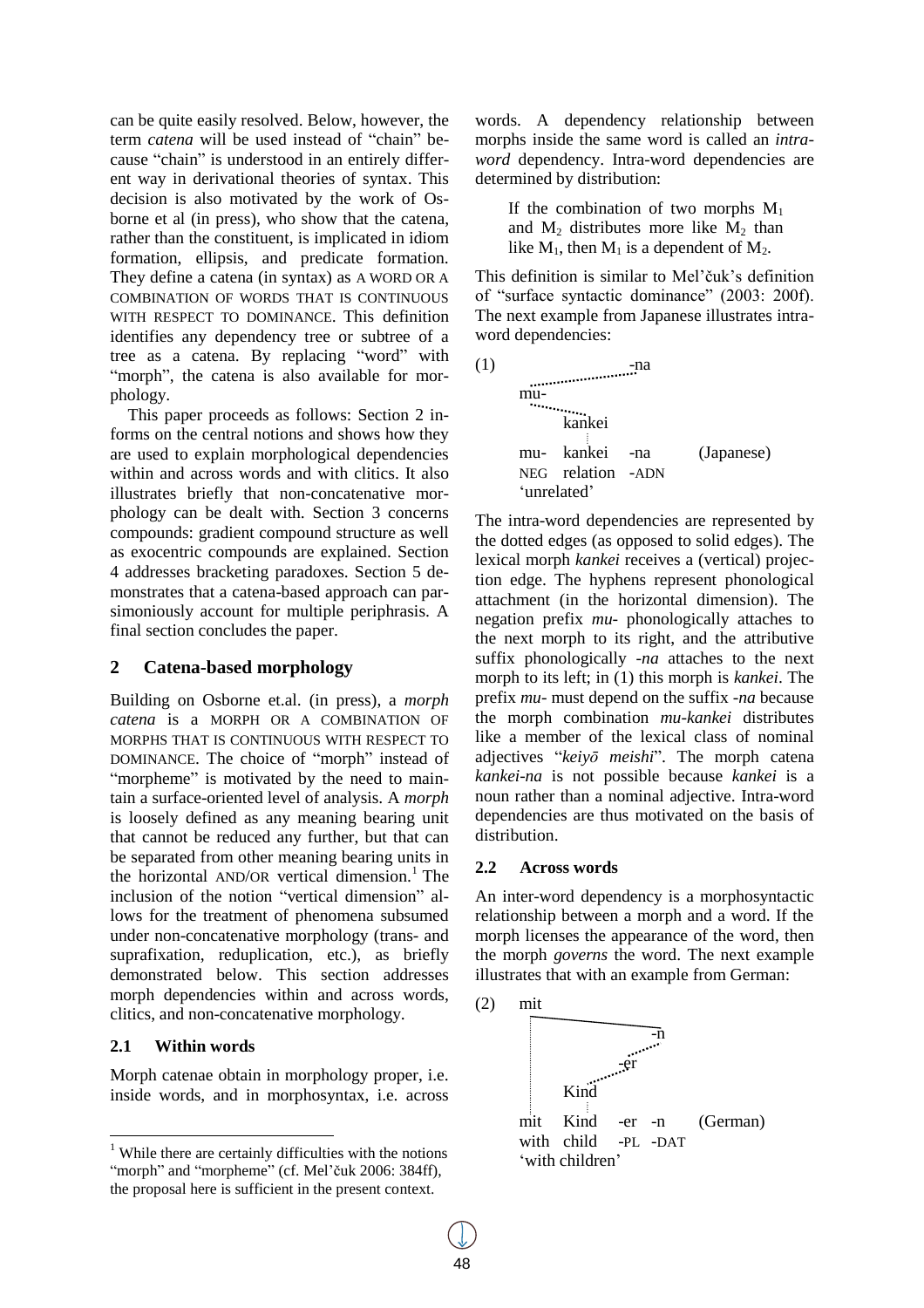can be quite easily resolved. Below, however, the term *catena* will be used instead of "chain" because "chain" is understood in an entirely different way in derivational theories of syntax. This decision is also motivated by the work of Osborne et al (in press), who show that the catena, rather than the constituent, is implicated in idiom formation, ellipsis, and predicate formation. They define a catena (in syntax) as A WORD OR A COMBINATION OF WORDS THAT IS CONTINUOUS WITH RESPECT TO DOMINANCE. This definition identifies any dependency tree or subtree of a tree as a catena. By replacing "word" with "morph", the catena is also available for morphology.

This paper proceeds as follows: Section 2 informs on the central notions and shows how they are used to explain morphological dependencies within and across words and with clitics. It also illustrates briefly that non-concatenative morphology can be dealt with. Section 3 concerns compounds: gradient compound structure as well as exocentric compounds are explained. Section 4 addresses bracketing paradoxes. Section 5 demonstrates that a catena-based approach can parsimoniously account for multiple periphrasis. A final section concludes the paper.

## 2 Catena-based morphology

Building on Osborne et.al. (in press), a *morph catena* is a MORPH OR A COMBINATION OF MORPHS THAT IS CONTINUOUS WITH RESPECT TO DOMINANCE. The choice of "morph" instead of "morpheme" is motivated by the need to maintain a surface-oriented level of analysis. A *morph* is loosely defined as any meaning bearing unit that cannot be reduced any further, but that can be separated from other meaning bearing units in the horizontal AND/OR vertical dimension.[1] The inclusion of the notion "vertical dimension" allows for the treatment of phenomena subsumed under non-concatenative morphology (trans- and suprafixation, reduplication, etc.), as briefly demonstrated below. This section addresses morph dependencies within and across words, clitics, and non-concatenative morphology.

### 2.1 Within words

Morph catenae obtain in morphology proper, i.e. inside words, and in morphosyntax, i.e. across words. A dependency relationship between morphs inside the same word is called an *intra-word* dependency. Intra-word dependencies are determined by distribution:

> If the combination of two morphs $M_1$ and $M_2$ distributes more like $M_2$ than like $M_1$, then $M_1$ is a dependent of $M_2$.

This definition is similar to Mel'čuk's definition of "surface syntactic dominance" (2003: 200f). The next example from Japanese illustrates intra-word dependencies:

(1)

```
                    -na
         mu-
              kankei

         mu-  kankei   -na       (Japanese)
         NEG  relation -ADN
         'unrelated'
```

The intra-word dependencies are represented by the dotted edges (as opposed to solid edges). The lexical morph *kankei* receives a (vertical) projection edge. The hyphens represent phonological attachment (in the horizontal dimension). The negation prefix *mu-* phonologically attaches to the next morph to its right, and the attributive suffix phonologically *-na* attaches to the next morph to its left; in (1) this morph is *kankei*. The prefix *mu-* must depend on the suffix *-na* because the morph combination *mu-kankei* distributes like a member of the lexical class of nominal adjectives "*keiyō meishi*". The morph catena *kankei-na* is not possible because *kankei* is a noun rather than a nominal adjective. Intra-word dependencies are thus motivated on the basis of distribution.

### 2.2 Across words

An inter-word dependency is a morphosyntactic relationship between a morph and a word. If the morph licenses the appearance of the word, then the morph *governs* the word. The next example illustrates that with an example from German:

(2)

```
    mit
                       -n
                  -er
         Kind

    mit  Kind   -er  -n      (German)
    with child  -PL  -DAT
    'with children'
```

[1] While there are certainly difficulties with the notions "morph" and "morpheme" (cf. Mel'čuk 2006: 384ff), the proposal here is sufficient in the present context.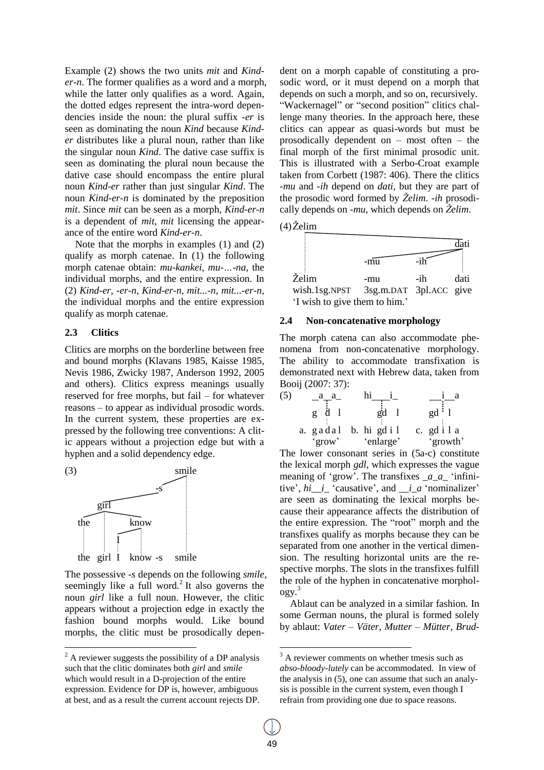Example (2) shows the two units *mit* and *Kind-er-n*. The former qualifies as a word and a morph, while the latter only qualifies as a word. Again, the dotted edges represent the intra-word dependencies inside the noun: the plural suffix *-er* is seen as dominating the noun *Kind* because *Kind-er* distributes like a plural noun, rather than like the singular noun *Kind*. The dative case suffix is seen as dominating the plural noun because the dative case should encompass the entire plural noun *Kind-er* rather than just singular *Kind*. The noun *Kind-er-n* is dominated by the preposition *mit*. Since *mit* can be seen as a morph, *Kind-er-n* is a dependent of *mit*, *mit* licensing the appearance of the entire word *Kind-er-n*.

Note that the morphs in examples (1) and (2) qualify as morph catenae. In (1) the following morph catenae obtain: *mu-kankei*, *mu-…-na*, the individual morphs, and the entire expression. In (2) *Kind-er*, *-er-n*, *Kind-er-n*, *mit...-n*, *mit...-er-n*, the individual morphs and the entire expression qualify as morph catenae.

### 2.3 Clitics

Clitics are morphs on the borderline between free and bound morphs (Klavans 1985, Kaisse 1985, Nevis 1986, Zwicky 1987, Anderson 1992, 2005 and others). Clitics express meanings usually reserved for free morphs, but fail – for whatever reasons – to appear as individual prosodic words. In the current system, these properties are expressed by the following tree conventions: A clitic appears without a projection edge but with a hyphen and a solid dependency edge.

(3)

```
                              smile
                          -s
        girl
  the          know
            I
  the  girl  I  know -s    smile
```

The possessive *-s* depends on the following *smile*, seemingly like a full word.[2] It also governs the noun *girl* like a full noun. However, the clitic appears without a projection edge in exactly the fashion bound morphs would. Like bound morphs, the clitic must be prosodically dependent on a morph capable of constituting a prosodic word, or it must depend on a morph that depends on such a morph, and so on, recursively. "Wackernagel" or "second position" clitics challenge many theories. In the approach here, these clitics can appear as quasi-words but must be prosodically dependent on – most often – the final morph of the first minimal prosodic unit. This is illustrated with a Serbo-Croat example taken from Corbett (1987: 406). There the clitics *-mu* and *-ih* depend on *dati*, but they are part of the prosodic word formed by *Želim*. *-ih* prosodically depends on *-mu*, which depends on *Želim*.

(4)

```
Želim
                                   dati
                 -mu      -ih
Želim            -mu        -ih        dati
wish.1sg.NPST    3sg.m.DAT  3pl.ACC    give
'I wish to give them to him.'
```

### 2.4 Non-concatenative morphology

The morph catena can also accommodate phenomena from non-concatenative morphology. The ability to accommodate transfixation is demonstrated next with Hebrew data, taken from Booij (2007: 37):

(5)

```
    _a_a_          hi___i_          ___i__a
    g  d  l          gd   l          gd    l
 a. g a d a l    b. hi gd i l     c. gd i l a
    'grow'          'enlarge'        'growth'
```

The lower consonant series in (5a-c) constitute the lexical morph *gdl*, which expresses the vague meaning of 'grow'. The transfixes *_a_a_* 'infinitive', *hi__i_* 'causative', and *__i_a* 'nominalizer' are seen as dominating the lexical morphs because their appearance affects the distribution of the entire expression. The "root" morph and the transfixes qualify as morphs because they can be separated from one another in the vertical dimension. The resulting horizontal units are the respective morphs. The slots in the transfixes fulfill the role of the hyphen in concatenative morphology.[3]

Ablaut can be analyzed in a similar fashion. In some German nouns, the plural is formed solely by ablaut: *Vater* – *Väter*, *Mutter* – *Mütter*, *Brud-*

---

[2] A reviewer suggests the possibility of a DP analysis such that the clitic dominates both *girl* and *smile* which would result in a D-projection of the entire expression. Evidence for DP is, however, ambiguous at best, and as a result the current account rejects DP.

[3] A reviewer comments on whether tmesis such as *abso-bloody-lutely* can be accommodated. In view of the analysis in (5), one can assume that such an analysis is possible in the current system, even though I refrain from providing one due to space reasons.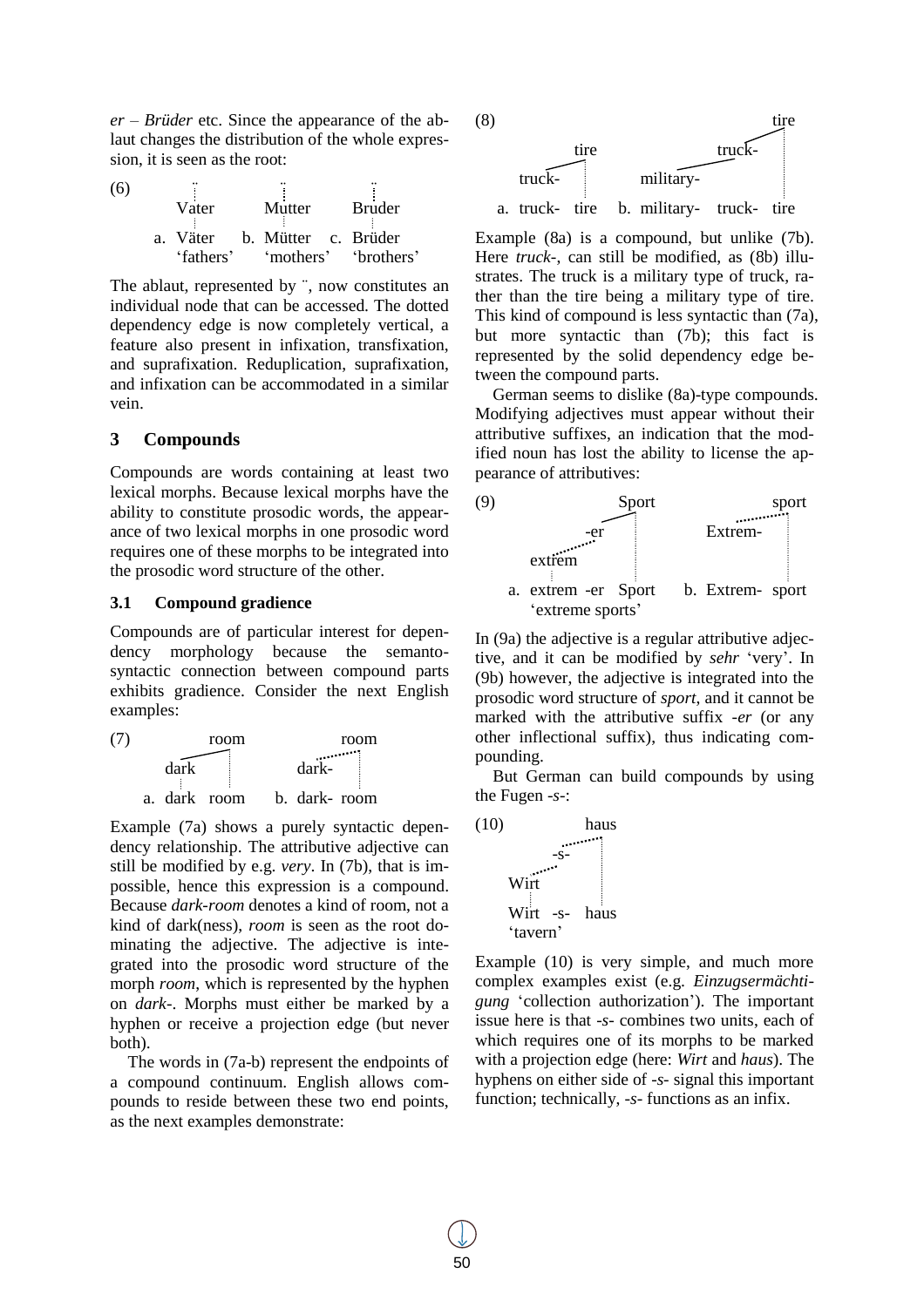*er – Brüder* etc. Since the appearance of the ablaut changes the distribution of the whole expression, it is seen as the root:

(6)

```
    ¨            ¨            ¨
   Vater       Mutter       Bruder
a. Väter    b. Mütter    c. Brüder
  'fathers'    'mothers'    'brothers'
```

The ablaut, represented by ¨, now constitutes an individual node that can be accessed. The dotted dependency edge is now completely vertical, a feature also present in infixation, transfixation, and suprafixation. Reduplication, suprafixation, and infixation can be accommodated in a similar vein.

## 3 Compounds

Compounds are words containing at least two lexical morphs. Because lexical morphs have the ability to constitute prosodic words, the appearance of two lexical morphs in one prosodic word requires one of these morphs to be integrated into the prosodic word structure of the other.

### 3.1 Compound gradience

Compounds are of particular interest for dependency morphology because the semanto-syntactic connection between compound parts exhibits gradience. Consider the next English examples:

(7)

```
        room            room
   dark           dark-
a. dark  room    b. dark- room
```

Example (7a) shows a purely syntactic dependency relationship. The attributive adjective can still be modified by e.g. *very*. In (7b), that is impossible, hence this expression is a compound. Because *dark-room* denotes a kind of room, not a kind of dark(ness), *room* is seen as the root dominating the adjective. The adjective is integrated into the prosodic word structure of the morph *room*, which is represented by the hyphen on *dark-*. Morphs must either be marked by a hyphen or receive a projection edge (but never both).

The words in (7a-b) represent the endpoints of a compound continuum. English allows compounds to reside between these two end points, as the next examples demonstrate:

(8)

```
                                      tire
         tire                  truck-
   truck-            military-
a. truck-  tire    b. military-  truck-  tire
```

Example (8a) is a compound, but unlike (7b). Here *truck-*, can still be modified, as (8b) illustrates. The truck is a military type of truck, rather than the tire being a military type of tire. This kind of compound is less syntactic than (7a), but more syntactic than (7b); this fact is represented by the solid dependency edge between the compound parts.

German seems to dislike (8a)-type compounds. Modifying adjectives must appear without their attributive suffixes, an indication that the modified noun has lost the ability to license the appearance of attributives:

(9)

```
              Sport                 sport
         -er               Extrem-
   extrem
a. extrem -er  Sport     b. Extrem-  sport
   'extreme sports'
```

In (9a) the adjective is a regular attributive adjective, and it can be modified by *sehr* 'very'. In (9b) however, the adjective is integrated into the prosodic word structure of *sport*, and it cannot be marked with the attributive suffix *-er* (or any other inflectional suffix), thus indicating compounding.

But German can build compounds by using the Fugen *-s-*:

(10)

```
            haus
       -s-
  Wirt
  Wirt  -s-  haus
  'tavern'
```

Example (10) is very simple, and much more complex examples exist (e.g. *Einzugsermächtigung* 'collection authorization'). The important issue here is that *-s-* combines two units, each of which requires one of its morphs to be marked with a projection edge (here: *Wirt* and *haus*). The hyphens on either side of *-s-* signal this important function; technically, *-s-* functions as an infix.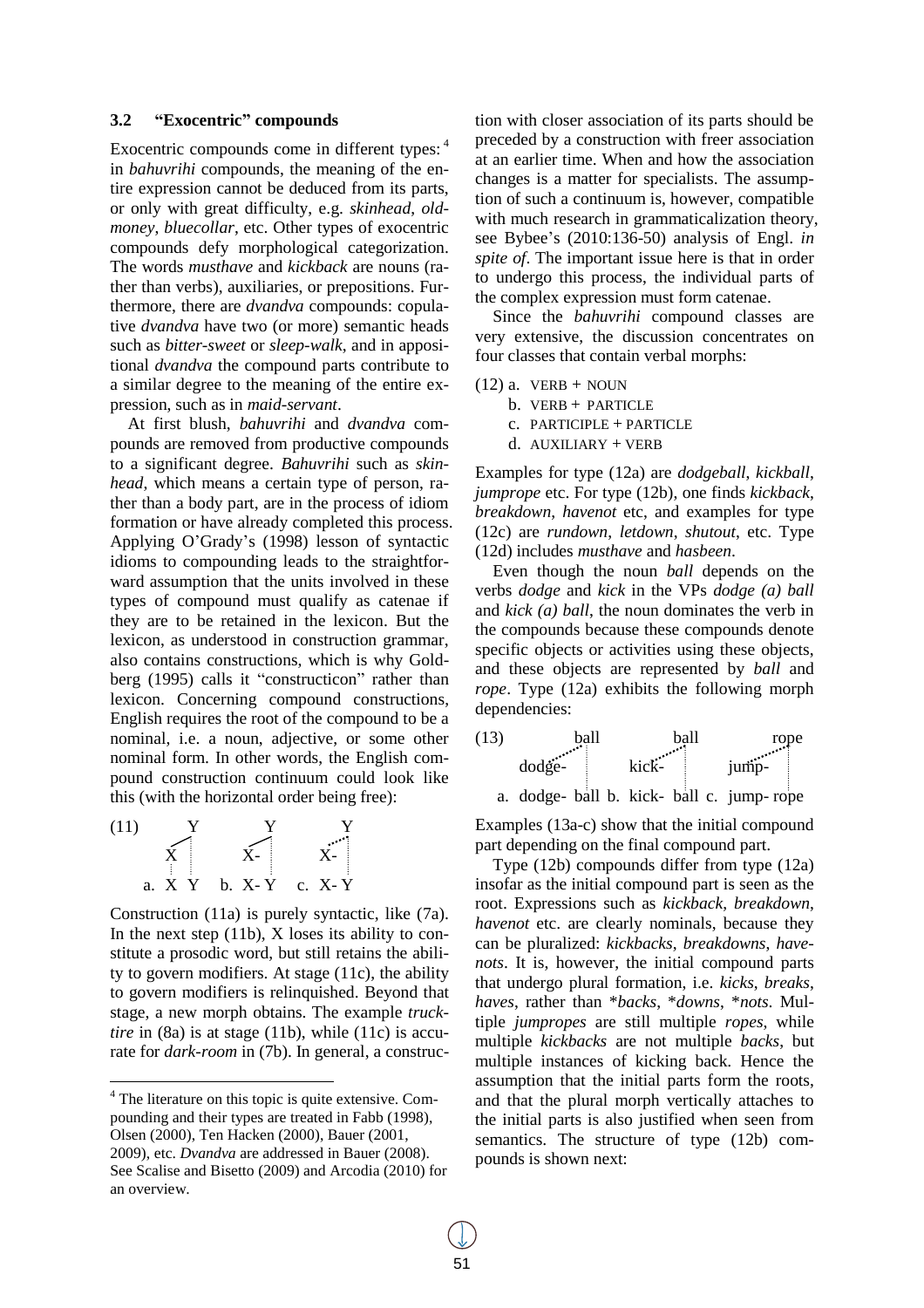### 3.2 "Exocentric" compounds

Exocentric compounds come in different types:[4] in *bahuvrihi* compounds, the meaning of the entire expression cannot be deduced from its parts, or only with great difficulty, e.g. *skinhead*, *oldmoney*, *bluecollar*, etc. Other types of exocentric compounds defy morphological categorization. The words *musthave* and *kickback* are nouns (rather than verbs), auxiliaries, or prepositions. Furthermore, there are *dvandva* compounds: copulative *dvandva* have two (or more) semantic heads such as *bitter-sweet* or *sleep-walk*, and in appositional *dvandva* the compound parts contribute to a similar degree to the meaning of the entire expression, such as in *maid-servant*.

At first blush, *bahuvrihi* and *dvandva* compounds are removed from productive compounds to a significant degree. *Bahuvrihi* such as *skinhead*, which means a certain type of person, rather than a body part, are in the process of idiom formation or have already completed this process. Applying O'Grady's (1998) lesson of syntactic idioms to compounding leads to the straightforward assumption that the units involved in these types of compound must qualify as catenae if they are to be retained in the lexicon. But the lexicon, as understood in construction grammar, also contains constructions, which is why Goldberg (1995) calls it "constructicon" rather than lexicon. Concerning compound constructions, English requires the root of the compound to be a nominal, i.e. a noun, adjective, or some other nominal form. In other words, the English compound construction continuum could look like this (with the horizontal order being free):

```
(11)    Y         Y          Y
       /         /         ...
      X         X-         X-
   a. X  Y   b. X- Y    c. X- Y
```

Construction (11a) is purely syntactic, like (7a). In the next step (11b), X loses its ability to constitute a prosodic word, but still retains the ability to govern modifiers. At stage (11c), the ability to govern modifiers is relinquished. Beyond that stage, a new morph obtains. The example *trucktire* in (8a) is at stage (11b), while (11c) is accurate for *dark-room* in (7b). In general, a construction with closer association of its parts should be preceded by a construction with freer association at an earlier time. When and how the association changes is a matter for specialists. The assumption of such a continuum is, however, compatible with much research in grammaticalization theory, see Bybee's (2010:136-50) analysis of Engl. *in spite of*. The important issue here is that in order to undergo this process, the individual parts of the complex expression must form catenae.

Since the *bahuvrihi* compound classes are very extensive, the discussion concentrates on four classes that contain verbal morphs:

(12) a. VERB + NOUN
     b. VERB + PARTICLE
     c. PARTICIPLE + PARTICLE
     d. AUXILIARY + VERB

Examples for type (12a) are *dodgeball*, *kickball*, *jumprope* etc. For type (12b), one finds *kickback*, *breakdown*, *havenot* etc, and examples for type (12c) are *rundown*, *letdown*, *shutout*, etc. Type (12d) includes *musthave* and *hasbeen*.

Even though the noun *ball* depends on the verbs *dodge* and *kick* in the VPs *dodge (a) ball* and *kick (a) ball*, the noun dominates the verb in the compounds because these compounds denote specific objects or activities using these objects, and these objects are represented by *ball* and *rope*. Type (12a) exhibits the following morph dependencies:

```
(13)       ball          ball          rope
       dodge-        kick-         jump-
   a. dodge- ball b. kick- ball c. jump- rope
```

Examples (13a-c) show that the initial compound part depending on the final compound part.

Type (12b) compounds differ from type (12a) insofar as the initial compound part is seen as the root. Expressions such as *kickback*, *breakdown*, *havenot* etc. are clearly nominals, because they can be pluralized: *kickbacks*, *breakdowns*, *havenots*. It is, however, the initial compound parts that undergo plural formation, i.e. *kicks*, *breaks*, *haves*, rather than \**backs*, \**downs*, \**nots*. Multiple *jumpropes* are still multiple *ropes*, while multiple *kickbacks* are not multiple *backs*, but multiple instances of kicking back. Hence the assumption that the initial parts form the roots, and that the plural morph vertically attaches to the initial parts is also justified when seen from semantics. The structure of type (12b) compounds is shown next:

---

[4] The literature on this topic is quite extensive. Compounding and their types are treated in Fabb (1998), Olsen (2000), Ten Hacken (2000), Bauer (2001, 2009), etc. *Dvandva* are addressed in Bauer (2008). See Scalise and Bisetto (2009) and Arcodia (2010) for an overview.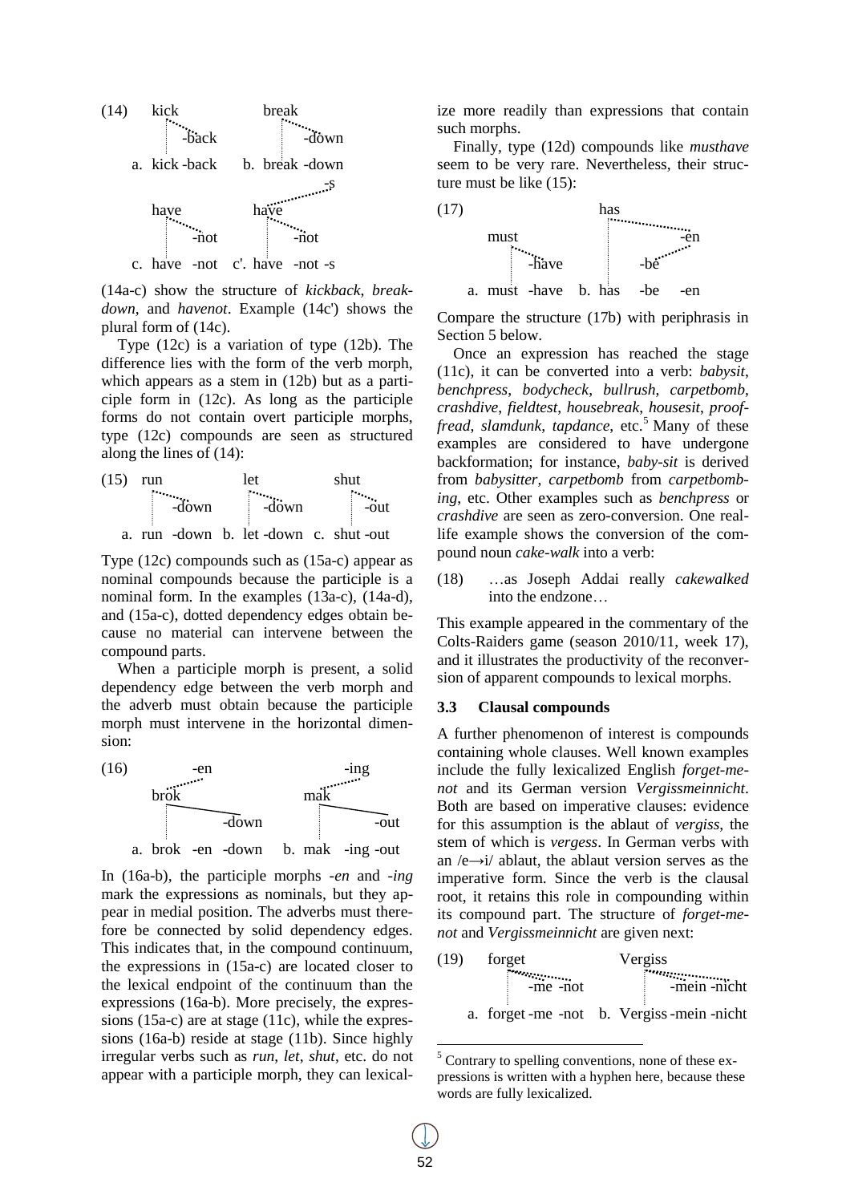(14) a. kick -back b. break -down c. have -not c'. have -not -s

(14a-c) show the structure of *kickback*, *breakdown*, and *havenot*. Example (14c') shows the plural form of (14c).

Type (12c) is a variation of type (12b). The difference lies with the form of the verb morph, which appears as a stem in (12b) but as a participle form in (12c). As long as the participle forms do not contain overt participle morphs, type (12c) compounds are seen as structured along the lines of (14):

(15) a. run -down b. let -down c. shut -out

Type (12c) compounds such as (15a-c) appear as nominal compounds because the participle is a nominal form. In the examples (13a-c), (14a-d), and (15a-c), dotted dependency edges obtain because no material can intervene between the compound parts.

When a participle morph is present, a solid dependency edge between the verb morph and the adverb must obtain because the participle morph must intervene in the horizontal dimension:

(16) a. brok -en -down b. mak -ing -out

In (16a-b), the participle morphs *-en* and *-ing* mark the expressions as nominals, but they appear in medial position. The adverbs must therefore be connected by solid dependency edges. This indicates that, in the compound continuum, the expressions in (15a-c) are located closer to the lexical endpoint of the continuum than the expressions (16a-b). More precisely, the expressions (15a-c) are at stage (11c), while the expressions (16a-b) reside at stage (11b). Since highly irregular verbs such as *run*, *let*, *shut*, etc. do not appear with a participle morph, they can lexicalize more readily than expressions that contain such morphs.

Finally, type (12d) compounds like *musthave* seem to be very rare. Nevertheless, their structure must be like (15):

(17) a. must -have b. has -be -en

Compare the structure (17b) with periphrasis in Section 5 below.

Once an expression has reached the stage (11c), it can be converted into a verb: *babysit*, *benchpress*, *bodycheck*, *bullrush*, *carpetbomb*, *crashdive*, *fieldtest*, *housebreak*, *housesit*, *prooffread*, *slamdunk*, *tapdance*, etc.[5] Many of these examples are considered to have undergone backformation; for instance, *baby-sit* is derived from *babysitter*, *carpetbomb* from *carpetbombing*, etc. Other examples such as *benchpress* or *crashdive* are seen as zero-conversion. One real-life example shows the conversion of the compound noun *cake-walk* into a verb:

(18) …as Joseph Addai really *cakewalked* into the endzone…

This example appeared in the commentary of the Colts-Raiders game (season 2010/11, week 17), and it illustrates the productivity of the reconversion of apparent compounds to lexical morphs.

### 3.3 Clausal compounds

A further phenomenon of interest is compounds containing whole clauses. Well known examples include the fully lexicalized English *forget-me-not* and its German version *Vergissmeinnicht*. Both are based on imperative clauses: evidence for this assumption is the ablaut of *vergiss*, the stem of which is *vergess*. In German verbs with an /e→i/ ablaut, the ablaut version serves as the imperative form. Since the verb is the clausal root, it retains this role in compounding within its compound part. The structure of *forget-me-not* and *Vergissmeinnicht* are given next:

(19) a. forget -me -not b. Vergiss -mein -nicht

[5] Contrary to spelling conventions, none of these expressions is written with a hyphen here, because these words are fully lexicalized.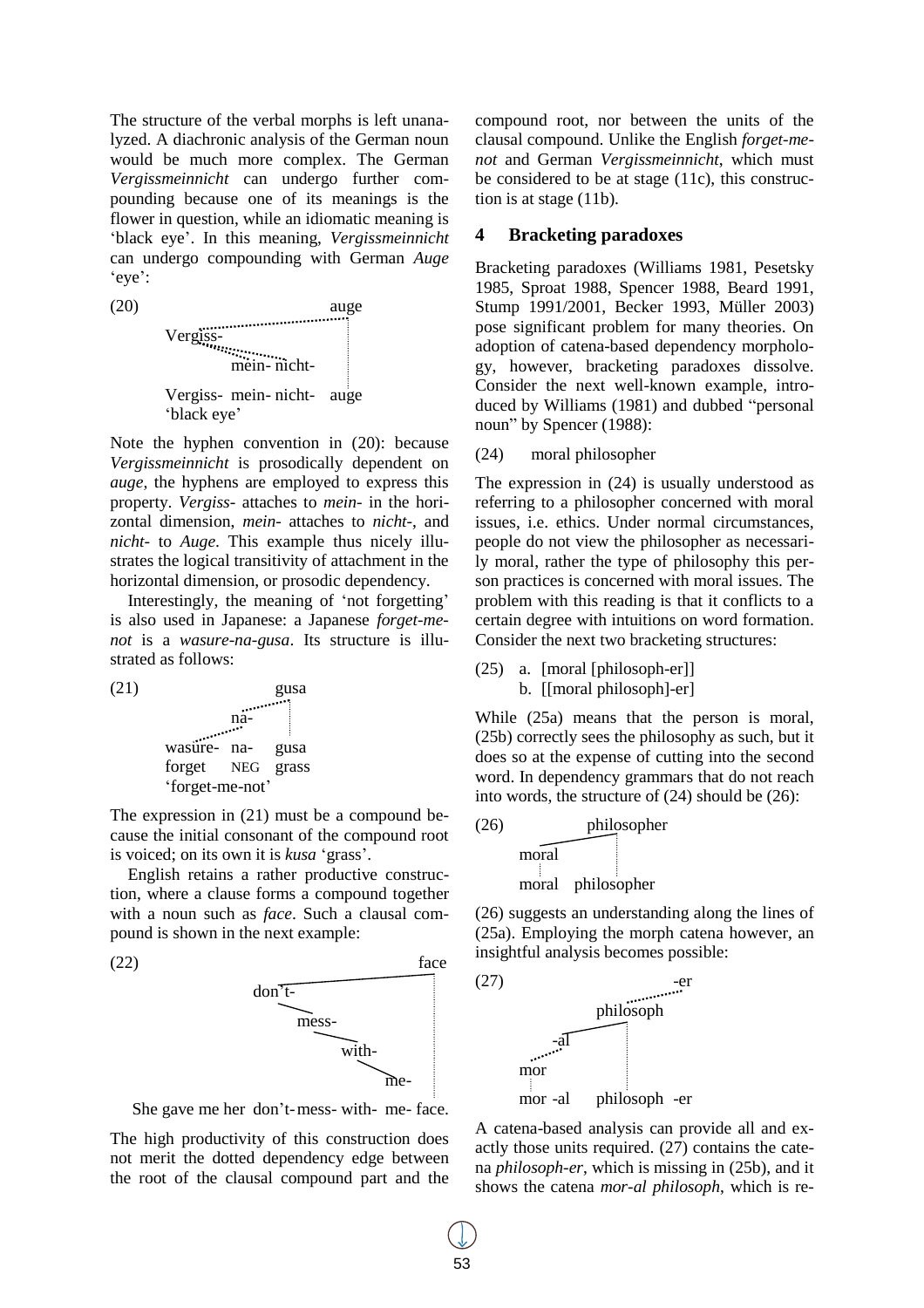The structure of the verbal morphs is left unanalyzed. A diachronic analysis of the German noun would be much more complex. The German *Vergissmeinnicht* can undergo further compounding because one of its meanings is the flower in question, while an idiomatic meaning is 'black eye'. In this meaning, *Vergissmeinnicht* can undergo compounding with German *Auge* 'eye':

```
(20)                         auge
        Vergiss-
                  mein- nicht-
        Vergiss- mein- nicht-  auge
        'black eye'
```

Note the hyphen convention in (20): because *Vergissmeinnicht* is prosodically dependent on *auge*, the hyphens are employed to express this property. *Vergiss-* attaches to *mein-* in the horizontal dimension, *mein-* attaches to *nicht-*, and *nicht-* to *Auge*. This example thus nicely illustrates the logical transitivity of attachment in the horizontal dimension, or prosodic dependency.

Interestingly, the meaning of 'not forgetting' is also used in Japanese: a Japanese *forget-me-not* is a *wasure-na-gusa*. Its structure is illustrated as follows:

```
(21)                 gusa
               na-
        wasure- na-   gusa
        forget  NEG   grass
        'forget-me-not'
```

The expression in (21) must be a compound because the initial consonant of the compound root is voiced; on its own it is *kusa* 'grass'.

English retains a rather productive construction, where a clause forms a compound together with a noun such as *face*. Such a clausal compound is shown in the next example:

```
(22)                              face
                  don't-
                      mess-
                           with-
                                me-
     She gave me her don't- mess- with- me- face.
```

The high productivity of this construction does not merit the dotted dependency edge between the root of the clausal compound part and the compound root, nor between the units of the clausal compound. Unlike the English *forget-me-not* and German *Vergissmeinnicht*, which must be considered to be at stage (11c), this construction is at stage (11b).

## 4 Bracketing paradoxes

Bracketing paradoxes (Williams 1981, Pesetsky 1985, Sproat 1988, Spencer 1988, Beard 1991, Stump 1991/2001, Becker 1993, Müller 2003) pose significant problem for many theories. On adoption of catena-based dependency morphology, however, bracketing paradoxes dissolve. Consider the next well-known example, introduced by Williams (1981) and dubbed "personal noun" by Spencer (1988):

(24) moral philosopher

The expression in (24) is usually understood as referring to a philosopher concerned with moral issues, i.e. ethics. Under normal circumstances, people do not view the philosopher as necessarily moral, rather the type of philosophy this person practices is concerned with moral issues. The problem with this reading is that it conflicts to a certain degree with intuitions on word formation. Consider the next two bracketing structures:

(25) a. [moral [philosoph-er]]
 b. [[moral philosoph]-er]

While (25a) means that the person is moral, (25b) correctly sees the philosophy as such, but it does so at the expense of cutting into the second word. In dependency grammars that do not reach into words, the structure of (24) should be (26):

```
(26)          philosopher
        moral
        moral  philosopher
```

(26) suggests an understanding along the lines of (25a). Employing the morph catena however, an insightful analysis becomes possible:

```
(27)                      -er
                philosoph
            -al
        mor
        mor -al    philosoph  -er
```

A catena-based analysis can provide all and exactly those units required. (27) contains the catena *philosoph-er*, which is missing in (25b), and it shows the catena *mor-al philosoph*, which is re-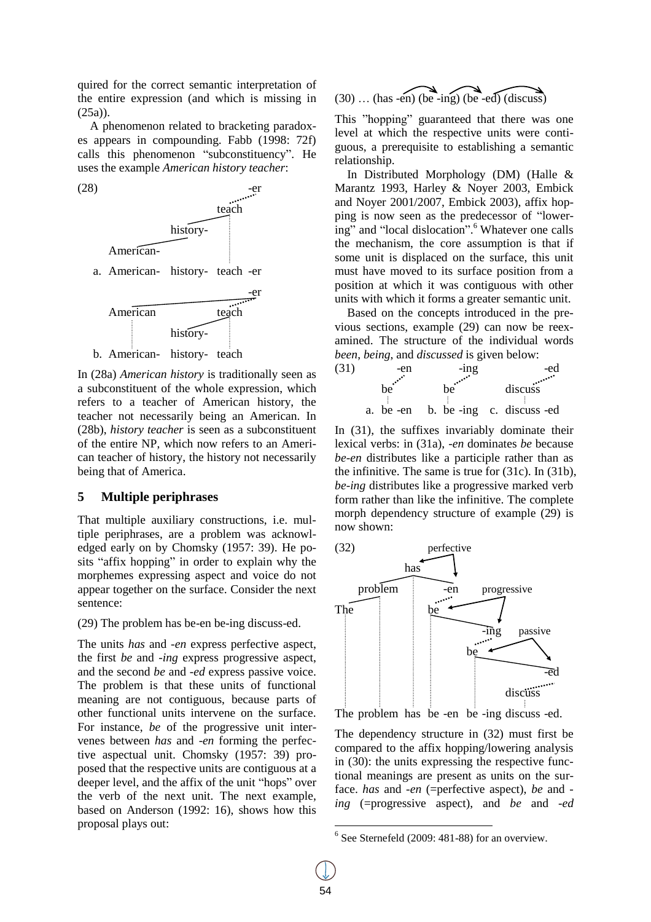quired for the correct semantic interpretation of the entire expression (and which is missing in (25a)).

A phenomenon related to bracketing paradoxes appears in compounding. Fabb (1998: 72f) calls this phenomenon "subconstituency". He uses the example *American history teacher*:

(28)

a. American- history- teach -er

b. American- history- teach

In (28a) *American history* is traditionally seen as a subconstituent of the whole expression, which refers to a teacher of American history, the teacher not necessarily being an American. In (28b), *history teacher* is seen as a subconstituent of the entire NP, which now refers to an American teacher of history, the history not necessarily being that of America.

## 5 Multiple periphrases

That multiple auxiliary constructions, i.e. multiple periphrases, are a problem was acknowledged early on by Chomsky (1957: 39). He posits "affix hopping" in order to explain why the morphemes expressing aspect and voice do not appear together on the surface. Consider the next sentence:

(29) The problem has be-en be-ing discuss-ed.

The units *has* and *-en* express perfective aspect, the first *be* and *-ing* express progressive aspect, and the second *be* and *-ed* express passive voice. The problem is that these units of functional meaning are not contiguous, because parts of other functional units intervene on the surface. For instance, *be* of the progressive unit intervenes between *has* and *-en* forming the perfective aspectual unit. Chomsky (1957: 39) proposed that the respective units are contiguous at a deeper level, and the affix of the unit "hops" over the verb of the next unit. The next example, based on Anderson (1992: 16), shows how this proposal plays out:

(30) … (has -en) (be -ing) (be -ed) (discuss)

This "hopping" guaranteed that there was one level at which the respective units were contiguous, a prerequisite to establishing a semantic relationship.

In Distributed Morphology (DM) (Halle & Marantz 1993, Harley & Noyer 2003, Embick and Noyer 2001/2007, Embick 2003), affix hopping is now seen as the predecessor of "lowering" and "local dislocation".[6] Whatever one calls the mechanism, the core assumption is that if some unit is displaced on the surface, this unit must have moved to its surface position from a position at which it was contiguous with other units with which it forms a greater semantic unit.

Based on the concepts introduced in the previous sections, example (29) can now be reexamined. The structure of the individual words *been*, *being*, and *discussed* is given below:

(31)

a. be -en  b. be -ing  c. discuss -ed

In (31), the suffixes invariably dominate their lexical verbs: in (31a), *-en* dominates *be* because *be-en* distributes like a participle rather than as the infinitive. The same is true for (31c). In (31b), *be-ing* distributes like a progressive marked verb form rather than like the infinitive. The complete morph dependency structure of example (29) is now shown:

(32)

The problem has be -en be -ing discuss -ed.

The dependency structure in (32) must first be compared to the affix hopping/lowering analysis in (30): the units expressing the respective functional meanings are present as units on the surface. *has* and *-en* (=perfective aspect), *be* and *-ing* (=progressive aspect), and *be* and *-ed*

[6] See Sternefeld (2009: 481-88) for an overview.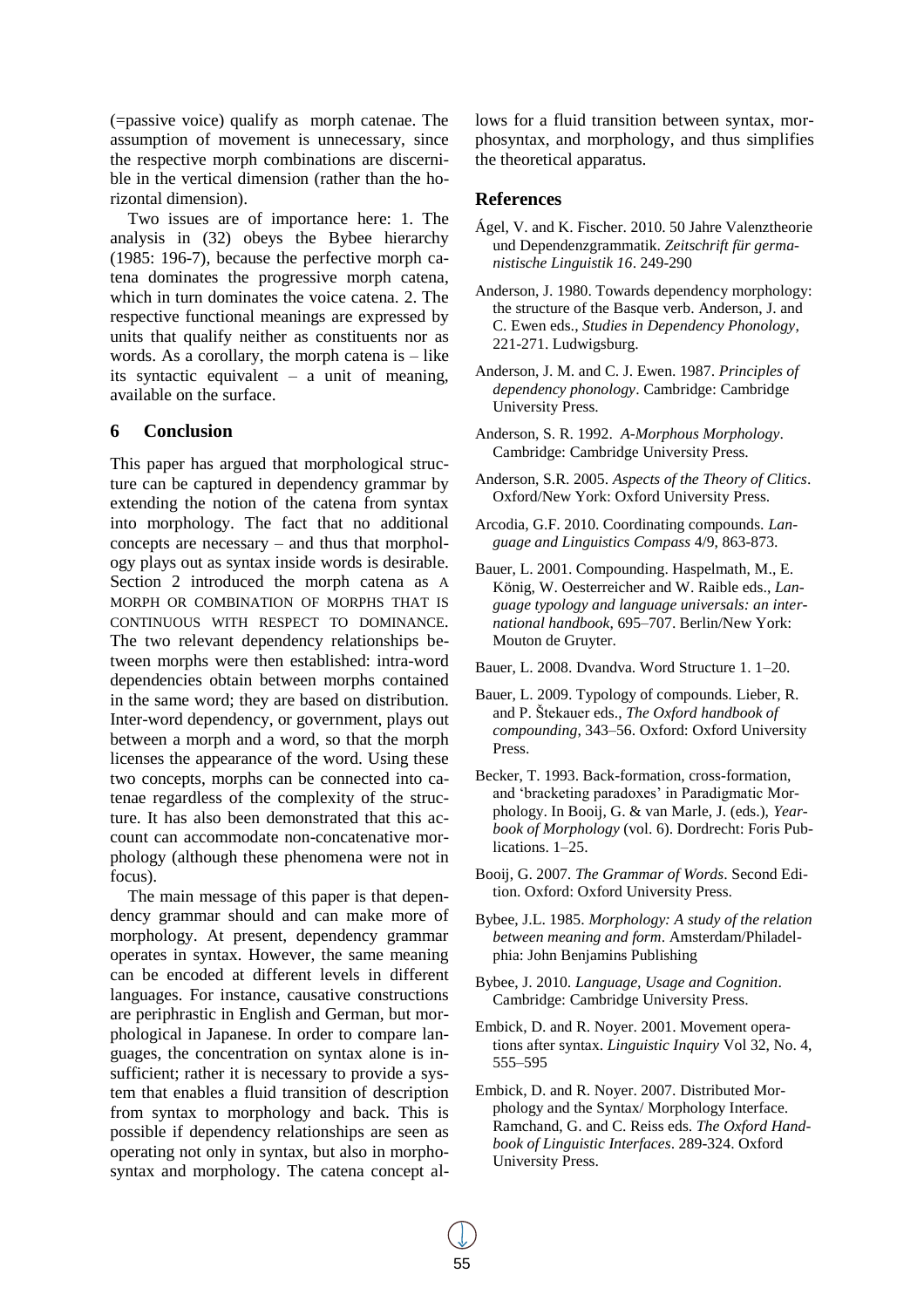(=passive voice) qualify as morph catenae. The assumption of movement is unnecessary, since the respective morph combinations are discernible in the vertical dimension (rather than the horizontal dimension).

Two issues are of importance here: 1. The analysis in (32) obeys the Bybee hierarchy (1985: 196-7), because the perfective morph catena dominates the progressive morph catena, which in turn dominates the voice catena. 2. The respective functional meanings are expressed by units that qualify neither as constituents nor as words. As a corollary, the morph catena is – like its syntactic equivalent – a unit of meaning, available on the surface.

## 6 Conclusion

This paper has argued that morphological structure can be captured in dependency grammar by extending the notion of the catena from syntax into morphology. The fact that no additional concepts are necessary – and thus that morphology plays out as syntax inside words is desirable. Section 2 introduced the morph catena as A MORPH OR COMBINATION OF MORPHS THAT IS CONTINUOUS WITH RESPECT TO DOMINANCE. The two relevant dependency relationships between morphs were then established: intra-word dependencies obtain between morphs contained in the same word; they are based on distribution. Inter-word dependency, or government, plays out between a morph and a word, so that the morph licenses the appearance of the word. Using these two concepts, morphs can be connected into catenae regardless of the complexity of the structure. It has also been demonstrated that this account can accommodate non-concatenative morphology (although these phenomena were not in focus).

The main message of this paper is that dependency grammar should and can make more of morphology. At present, dependency grammar operates in syntax. However, the same meaning can be encoded at different levels in different languages. For instance, causative constructions are periphrastic in English and German, but morphological in Japanese. In order to compare languages, the concentration on syntax alone is insufficient; rather it is necessary to provide a system that enables a fluid transition of description from syntax to morphology and back. This is possible if dependency relationships are seen as operating not only in syntax, but also in morphosyntax and morphology. The catena concept allows for a fluid transition between syntax, morphosyntax, and morphology, and thus simplifies the theoretical apparatus.

## References

Ágel, V. and K. Fischer. 2010. 50 Jahre Valenztheorie und Dependenzgrammatik. *Zeitschrift für germanistische Linguistik 16*. 249-290

Anderson, J. 1980. Towards dependency morphology: the structure of the Basque verb. Anderson, J. and C. Ewen eds., *Studies in Dependency Phonology*, 221-271. Ludwigsburg.

Anderson, J. M. and C. J. Ewen. 1987. *Principles of dependency phonology*. Cambridge: Cambridge University Press.

Anderson, S. R. 1992. *A-Morphous Morphology*. Cambridge: Cambridge University Press.

Anderson, S.R. 2005. *Aspects of the Theory of Clitics*. Oxford/New York: Oxford University Press.

Arcodia, G.F. 2010. Coordinating compounds. *Language and Linguistics Compass* 4/9, 863-873.

Bauer, L. 2001. Compounding. Haspelmath, M., E. König, W. Oesterreicher and W. Raible eds., *Language typology and language universals: an international handbook*, 695–707. Berlin/New York: Mouton de Gruyter.

Bauer, L. 2008. Dvandva. Word Structure 1. 1–20.

Bauer, L. 2009. Typology of compounds. Lieber, R. and P. Štekauer eds., *The Oxford handbook of compounding*, 343–56. Oxford: Oxford University Press.

Becker, T. 1993. Back-formation, cross-formation, and 'bracketing paradoxes' in Paradigmatic Morphology. In Booij, G. & van Marle, J. (eds.), *Yearbook of Morphology* (vol. 6). Dordrecht: Foris Publications. 1–25.

Booij, G. 2007. *The Grammar of Words*. Second Edition. Oxford: Oxford University Press.

Bybee, J.L. 1985. *Morphology: A study of the relation between meaning and form*. Amsterdam/Philadelphia: John Benjamins Publishing

Bybee, J. 2010. *Language, Usage and Cognition*. Cambridge: Cambridge University Press.

Embick, D. and R. Noyer. 2001. Movement operations after syntax. *Linguistic Inquiry* Vol 32, No. 4, 555–595

Embick, D. and R. Noyer. 2007. Distributed Morphology and the Syntax/ Morphology Interface. Ramchand, G. and C. Reiss eds. *The Oxford Handbook of Linguistic Interfaces*. 289-324. Oxford University Press.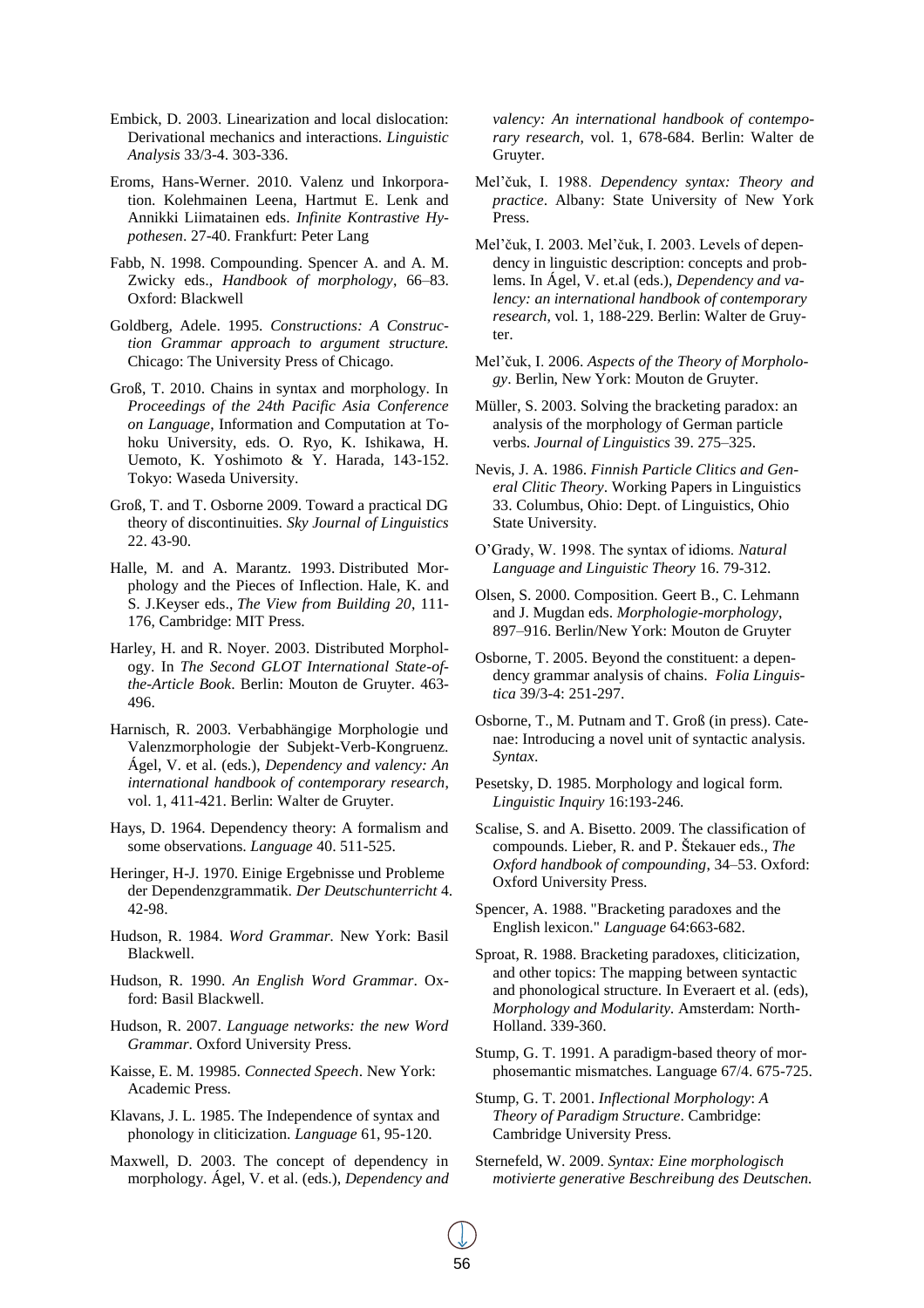Embick, D. 2003. Linearization and local dislocation: Derivational mechanics and interactions. *Linguistic Analysis* 33/3-4. 303-336.

Eroms, Hans-Werner. 2010. Valenz und Inkorporation. Kolehmainen Leena, Hartmut E. Lenk and Annikki Liimatainen eds. *Infinite Kontrastive Hypothesen*. 27-40. Frankfurt: Peter Lang

Fabb, N. 1998. Compounding. Spencer A. and A. M. Zwicky eds., *Handbook of morphology*, 66–83. Oxford: Blackwell

Goldberg, Adele. 1995. *Constructions: A Construction Grammar approach to argument structure.* Chicago: The University Press of Chicago.

Groß, T. 2010. Chains in syntax and morphology. In *Proceedings of the 24th Pacific Asia Conference on Language*, Information and Computation at Tohoku University, eds. O. Ryo, K. Ishikawa, H. Uemoto, K. Yoshimoto & Y. Harada, 143-152. Tokyo: Waseda University.

Groß, T. and T. Osborne 2009. Toward a practical DG theory of discontinuities. *Sky Journal of Linguistics* 22. 43-90.

Halle, M. and A. Marantz. 1993. Distributed Morphology and the Pieces of Inflection. Hale, K. and S. J.Keyser eds., *The View from Building 20*, 111-176, Cambridge: MIT Press.

Harley, H. and R. Noyer. 2003. Distributed Morphology. In *The Second GLOT International State-of-the-Article Book*. Berlin: Mouton de Gruyter. 463-496.

Harnisch, R. 2003. Verbabhängige Morphologie und Valenzmorphologie der Subjekt-Verb-Kongruenz. Ágel, V. et al. (eds.), *Dependency and valency: An international handbook of contemporary research*, vol. 1, 411-421. Berlin: Walter de Gruyter.

Hays, D. 1964. Dependency theory: A formalism and some observations. *Language* 40. 511-525.

Heringer, H-J. 1970. Einige Ergebnisse und Probleme der Dependenzgrammatik. *Der Deutschunterricht* 4. 42-98.

Hudson, R. 1984. *Word Grammar.* New York: Basil Blackwell.

Hudson, R. 1990. *An English Word Grammar*. Oxford: Basil Blackwell.

Hudson, R. 2007. *Language networks: the new Word Grammar*. Oxford University Press.

Kaisse, E. M. 19985. *Connected Speech*. New York: Academic Press.

Klavans, J. L. 1985. The Independence of syntax and phonology in cliticization. *Language* 61, 95-120.

Maxwell, D. 2003. The concept of dependency in morphology. Ágel, V. et al. (eds.), *Dependency and valency: An international handbook of contemporary research*, vol. 1, 678-684. Berlin: Walter de Gruyter.

Mel'čuk, I. 1988. *Dependency syntax: Theory and practice*. Albany: State University of New York Press.

Mel'čuk, I. 2003. Mel'čuk, I. 2003. Levels of dependency in linguistic description: concepts and problems. In Ágel, V. et.al (eds.), *Dependency and valency: an international handbook of contemporary research*, vol. 1, 188-229. Berlin: Walter de Gruyter.

Mel'čuk, I. 2006. *Aspects of the Theory of Morphology*. Berlin, New York: Mouton de Gruyter.

Müller, S. 2003. Solving the bracketing paradox: an analysis of the morphology of German particle verbs. *Journal of Linguistics* 39. 275–325.

Nevis, J. A. 1986. *Finnish Particle Clitics and General Clitic Theory*. Working Papers in Linguistics 33. Columbus, Ohio: Dept. of Linguistics, Ohio State University.

O'Grady, W. 1998. The syntax of idioms. *Natural Language and Linguistic Theory* 16. 79-312.

Olsen, S. 2000. Composition. Geert B., C. Lehmann and J. Mugdan eds. *Morphologie-morphology*, 897–916. Berlin/New York: Mouton de Gruyter

Osborne, T. 2005. Beyond the constituent: a dependency grammar analysis of chains. *Folia Linguistica* 39/3-4: 251-297.

Osborne, T., M. Putnam and T. Groß (in press). Catenae: Introducing a novel unit of syntactic analysis. *Syntax*.

Pesetsky, D. 1985. Morphology and logical form. *Linguistic Inquiry* 16:193-246.

Scalise, S. and A. Bisetto. 2009. The classification of compounds. Lieber, R. and P. Štekauer eds., *The Oxford handbook of compounding*, 34–53. Oxford: Oxford University Press.

Spencer, A. 1988. "Bracketing paradoxes and the English lexicon." *Language* 64:663-682.

Sproat, R. 1988. Bracketing paradoxes, cliticization, and other topics: The mapping between syntactic and phonological structure. In Everaert et al. (eds), *Morphology and Modularity.* Amsterdam: North-Holland. 339-360.

Stump, G. T. 1991. A paradigm-based theory of morphosemantic mismatches. Language 67/4. 675-725.

Stump, G. T. 2001. *Inflectional Morphology*: *A Theory of Paradigm Structure*. Cambridge: Cambridge University Press.

Sternefeld, W. 2009. *Syntax: Eine morphologisch motivierte generative Beschreibung des Deutschen.*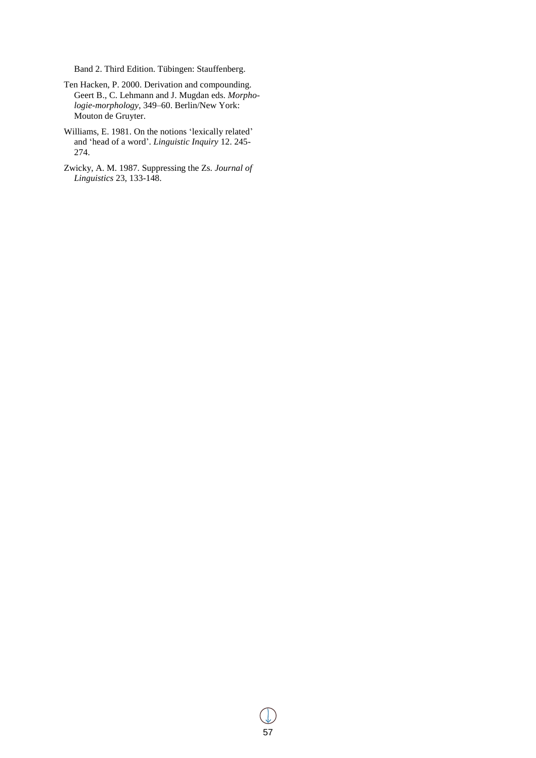Band 2. Third Edition. Tübingen: Stauffenberg.

Ten Hacken, P. 2000. Derivation and compounding. Geert B., C. Lehmann and J. Mugdan eds. *Morphologie-morphology*, 349–60. Berlin/New York: Mouton de Gruyter.

Williams, E. 1981. On the notions 'lexically related' and 'head of a word'. *Linguistic Inquiry* 12. 245-274.

Zwicky, A. M. 1987. Suppressing the Zs. *Journal of Linguistics* 23, 133-148.